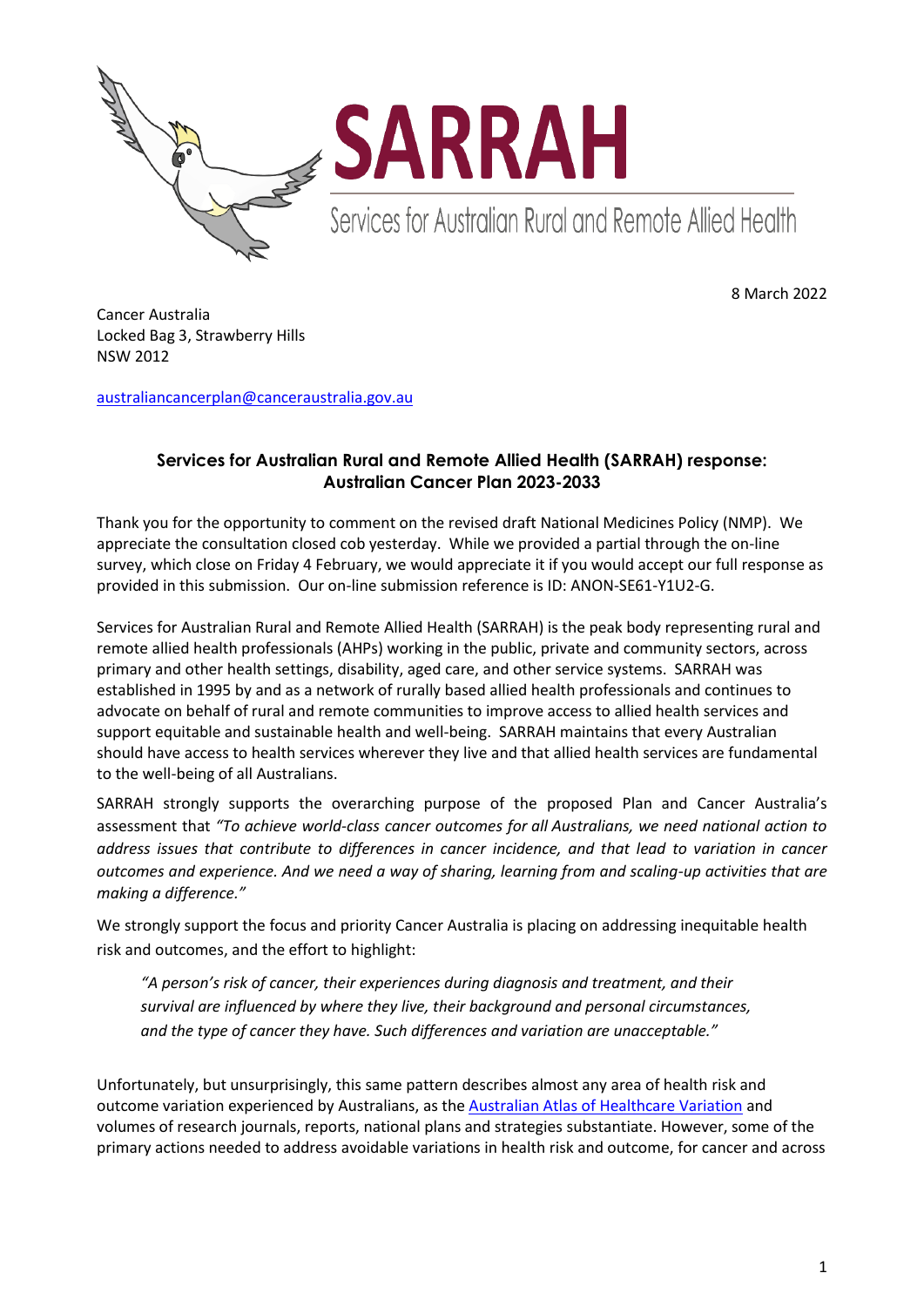# SARRAH

Services for Australian Rural and Remote Allied Health

8 March 2022

Cancer Australia
Locked Bag 3, Strawberry Hills
NSW 2012

australiancancerplan@canceraustralia.gov.au

## Services for Australian Rural and Remote Allied Health (SARRAH) response: Australian Cancer Plan 2023-2033

Thank you for the opportunity to comment on the revised draft National Medicines Policy (NMP). We appreciate the consultation closed cob yesterday. While we provided a partial through the on-line survey, which close on Friday 4 February, we would appreciate it if you would accept our full response as provided in this submission. Our on-line submission reference is ID: ANON-SE61-Y1U2-G.

Services for Australian Rural and Remote Allied Health (SARRAH) is the peak body representing rural and remote allied health professionals (AHPs) working in the public, private and community sectors, across primary and other health settings, disability, aged care, and other service systems. SARRAH was established in 1995 by and as a network of rurally based allied health professionals and continues to advocate on behalf of rural and remote communities to improve access to allied health services and support equitable and sustainable health and well-being. SARRAH maintains that every Australian should have access to health services wherever they live and that allied health services are fundamental to the well-being of all Australians.

SARRAH strongly supports the overarching purpose of the proposed Plan and Cancer Australia's assessment that *"To achieve world-class cancer outcomes for all Australians, we need national action to address issues that contribute to differences in cancer incidence, and that lead to variation in cancer outcomes and experience. And we need a way of sharing, learning from and scaling-up activities that are making a difference."*

We strongly support the focus and priority Cancer Australia is placing on addressing inequitable health risk and outcomes, and the effort to highlight:

> *"A person's risk of cancer, their experiences during diagnosis and treatment, and their survival are influenced by where they live, their background and personal circumstances, and the type of cancer they have. Such differences and variation are unacceptable."*

Unfortunately, but unsurprisingly, this same pattern describes almost any area of health risk and outcome variation experienced by Australians, as the Australian Atlas of Healthcare Variation and volumes of research journals, reports, national plans and strategies substantiate. However, some of the primary actions needed to address avoidable variations in health risk and outcome, for cancer and across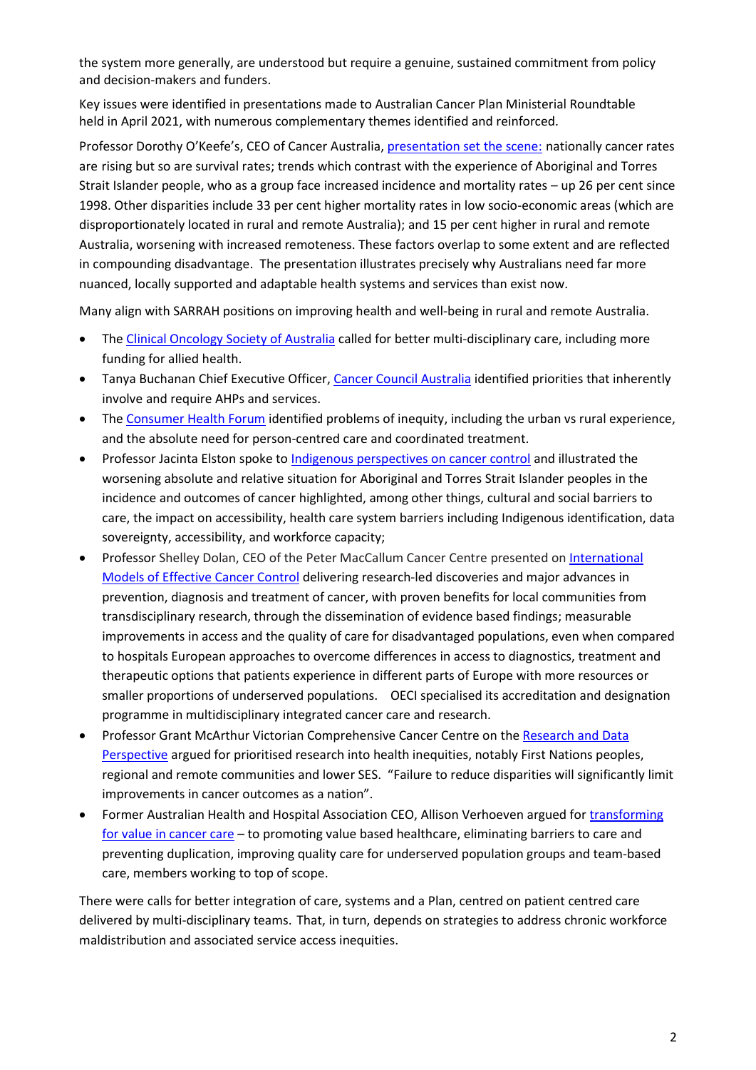the system more generally, are understood but require a genuine, sustained commitment from policy and decision-makers and funders.

Key issues were identified in presentations made to Australian Cancer Plan Ministerial Roundtable held in April 2021, with numerous complementary themes identified and reinforced.

Professor Dorothy O'Keefe's, CEO of Cancer Australia, presentation set the scene: nationally cancer rates are rising but so are survival rates; trends which contrast with the experience of Aboriginal and Torres Strait Islander people, who as a group face increased incidence and mortality rates – up 26 per cent since 1998. Other disparities include 33 per cent higher mortality rates in low socio-economic areas (which are disproportionately located in rural and remote Australia); and 15 per cent higher in rural and remote Australia, worsening with increased remoteness. These factors overlap to some extent and are reflected in compounding disadvantage. The presentation illustrates precisely why Australians need far more nuanced, locally supported and adaptable health systems and services than exist now.

Many align with SARRAH positions on improving health and well-being in rural and remote Australia.

- The Clinical Oncology Society of Australia called for better multi-disciplinary care, including more funding for allied health.
- Tanya Buchanan Chief Executive Officer, Cancer Council Australia identified priorities that inherently involve and require AHPs and services.
- The Consumer Health Forum identified problems of inequity, including the urban vs rural experience, and the absolute need for person-centred care and coordinated treatment.
- Professor Jacinta Elston spoke to Indigenous perspectives on cancer control and illustrated the worsening absolute and relative situation for Aboriginal and Torres Strait Islander peoples in the incidence and outcomes of cancer highlighted, among other things, cultural and social barriers to care, the impact on accessibility, health care system barriers including Indigenous identification, data sovereignty, accessibility, and workforce capacity;
- Professor Shelley Dolan, CEO of the Peter MacCallum Cancer Centre presented on International Models of Effective Cancer Control delivering research-led discoveries and major advances in prevention, diagnosis and treatment of cancer, with proven benefits for local communities from transdisciplinary research, through the dissemination of evidence based findings; measurable improvements in access and the quality of care for disadvantaged populations, even when compared to hospitals European approaches to overcome differences in access to diagnostics, treatment and therapeutic options that patients experience in different parts of Europe with more resources or smaller proportions of underserved populations. OECI specialised its accreditation and designation programme in multidisciplinary integrated cancer care and research.
- Professor Grant McArthur Victorian Comprehensive Cancer Centre on the Research and Data Perspective argued for prioritised research into health inequities, notably First Nations peoples, regional and remote communities and lower SES. "Failure to reduce disparities will significantly limit improvements in cancer outcomes as a nation".
- Former Australian Health and Hospital Association CEO, Allison Verhoeven argued for transforming for value in cancer care – to promoting value based healthcare, eliminating barriers to care and preventing duplication, improving quality care for underserved population groups and team-based care, members working to top of scope.

There were calls for better integration of care, systems and a Plan, centred on patient centred care delivered by multi-disciplinary teams. That, in turn, depends on strategies to address chronic workforce maldistribution and associated service access inequities.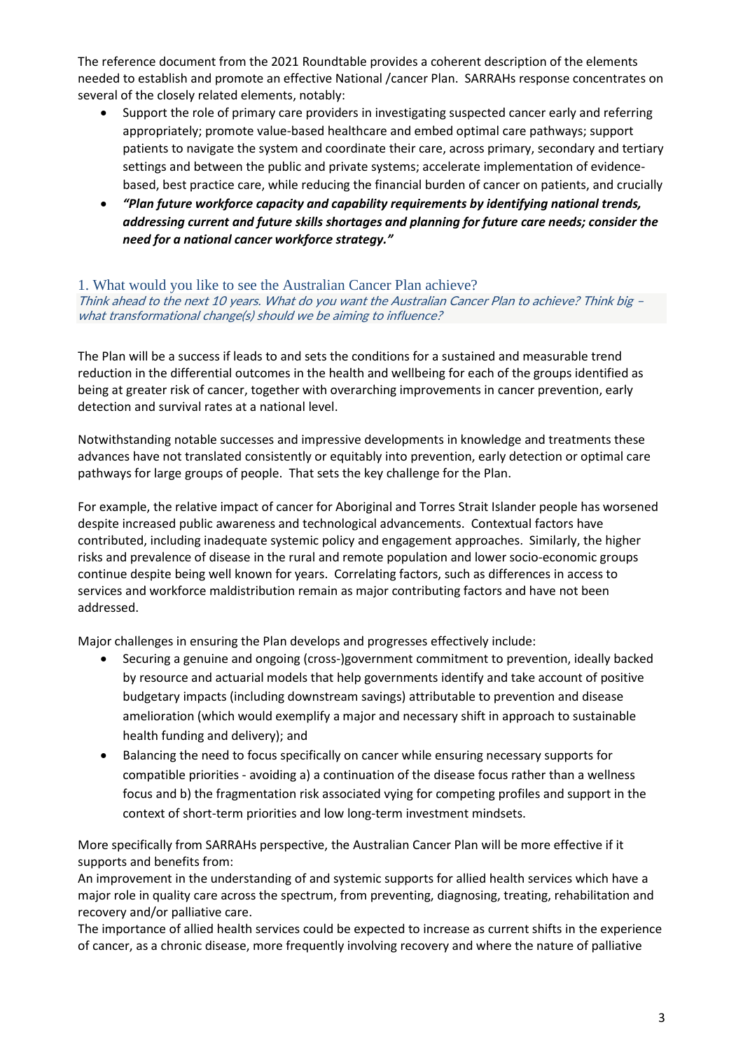The reference document from the 2021 Roundtable provides a coherent description of the elements needed to establish and promote an effective National /cancer Plan. SARRAHs response concentrates on several of the closely related elements, notably:

- Support the role of primary care providers in investigating suspected cancer early and referring appropriately; promote value-based healthcare and embed optimal care pathways; support patients to navigate the system and coordinate their care, across primary, secondary and tertiary settings and between the public and private systems; accelerate implementation of evidence-based, best practice care, while reducing the financial burden of cancer on patients, and crucially
- ***"Plan future workforce capacity and capability requirements by identifying national trends, addressing current and future skills shortages and planning for future care needs; consider the need for a national cancer workforce strategy."***

## 1. What would you like to see the Australian Cancer Plan achieve?

*Think ahead to the next 10 years. What do you want the Australian Cancer Plan to achieve? Think big – what transformational change(s) should we be aiming to influence?*

The Plan will be a success if leads to and sets the conditions for a sustained and measurable trend reduction in the differential outcomes in the health and wellbeing for each of the groups identified as being at greater risk of cancer, together with overarching improvements in cancer prevention, early detection and survival rates at a national level.

Notwithstanding notable successes and impressive developments in knowledge and treatments these advances have not translated consistently or equitably into prevention, early detection or optimal care pathways for large groups of people. That sets the key challenge for the Plan.

For example, the relative impact of cancer for Aboriginal and Torres Strait Islander people has worsened despite increased public awareness and technological advancements. Contextual factors have contributed, including inadequate systemic policy and engagement approaches. Similarly, the higher risks and prevalence of disease in the rural and remote population and lower socio-economic groups continue despite being well known for years. Correlating factors, such as differences in access to services and workforce maldistribution remain as major contributing factors and have not been addressed.

Major challenges in ensuring the Plan develops and progresses effectively include:

- Securing a genuine and ongoing (cross-)government commitment to prevention, ideally backed by resource and actuarial models that help governments identify and take account of positive budgetary impacts (including downstream savings) attributable to prevention and disease amelioration (which would exemplify a major and necessary shift in approach to sustainable health funding and delivery); and
- Balancing the need to focus specifically on cancer while ensuring necessary supports for compatible priorities - avoiding a) a continuation of the disease focus rather than a wellness focus and b) the fragmentation risk associated vying for competing profiles and support in the context of short-term priorities and low long-term investment mindsets.

More specifically from SARRAHs perspective, the Australian Cancer Plan will be more effective if it supports and benefits from:

An improvement in the understanding of and systemic supports for allied health services which have a major role in quality care across the spectrum, from preventing, diagnosing, treating, rehabilitation and recovery and/or palliative care.

The importance of allied health services could be expected to increase as current shifts in the experience of cancer, as a chronic disease, more frequently involving recovery and where the nature of palliative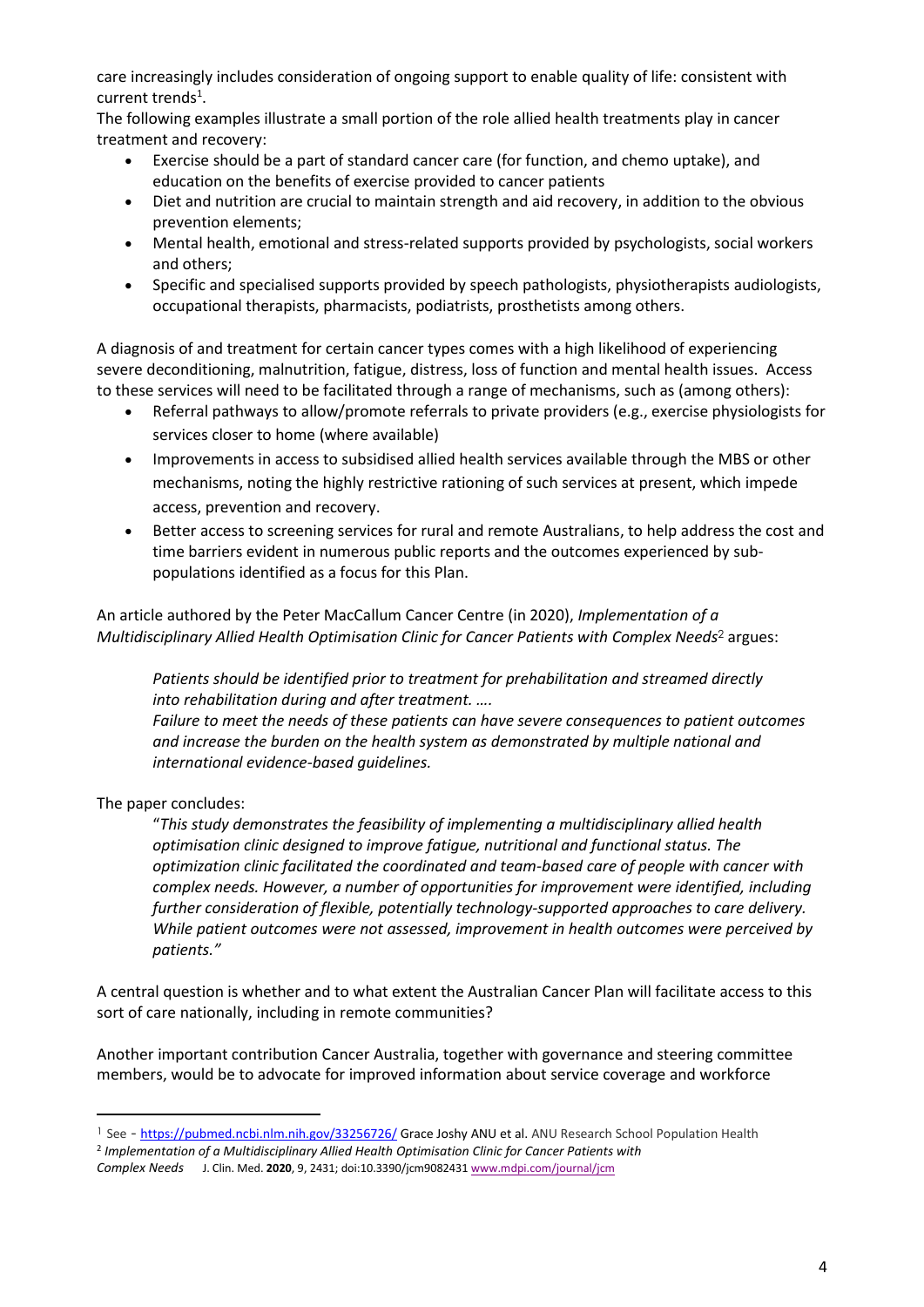care increasingly includes consideration of ongoing support to enable quality of life: consistent with current trends[1].

The following examples illustrate a small portion of the role allied health treatments play in cancer treatment and recovery:

- Exercise should be a part of standard cancer care (for function, and chemo uptake), and education on the benefits of exercise provided to cancer patients
- Diet and nutrition are crucial to maintain strength and aid recovery, in addition to the obvious prevention elements;
- Mental health, emotional and stress-related supports provided by psychologists, social workers and others;
- Specific and specialised supports provided by speech pathologists, physiotherapists audiologists, occupational therapists, pharmacists, podiatrists, prosthetists among others.

A diagnosis of and treatment for certain cancer types comes with a high likelihood of experiencing severe deconditioning, malnutrition, fatigue, distress, loss of function and mental health issues. Access to these services will need to be facilitated through a range of mechanisms, such as (among others):

- Referral pathways to allow/promote referrals to private providers (e.g., exercise physiologists for services closer to home (where available)
- Improvements in access to subsidised allied health services available through the MBS or other mechanisms, noting the highly restrictive rationing of such services at present, which impede access, prevention and recovery.
- Better access to screening services for rural and remote Australians, to help address the cost and time barriers evident in numerous public reports and the outcomes experienced by sub-populations identified as a focus for this Plan.

An article authored by the Peter MacCallum Cancer Centre (in 2020), *Implementation of a Multidisciplinary Allied Health Optimisation Clinic for Cancer Patients with Complex Needs*[2] argues:

> *Patients should be identified prior to treatment for prehabilitation and streamed directly into rehabilitation during and after treatment. ….*
> *Failure to meet the needs of these patients can have severe consequences to patient outcomes and increase the burden on the health system as demonstrated by multiple national and international evidence-based guidelines.*

The paper concludes:

> "*This study demonstrates the feasibility of implementing a multidisciplinary allied health optimisation clinic designed to improve fatigue, nutritional and functional status. The optimization clinic facilitated the coordinated and team-based care of people with cancer with complex needs. However, a number of opportunities for improvement were identified, including further consideration of flexible, potentially technology-supported approaches to care delivery. While patient outcomes were not assessed, improvement in health outcomes were perceived by patients."*

A central question is whether and to what extent the Australian Cancer Plan will facilitate access to this sort of care nationally, including in remote communities?

Another important contribution Cancer Australia, together with governance and steering committee members, would be to advocate for improved information about service coverage and workforce

---

[1] See - https://pubmed.ncbi.nlm.nih.gov/33256726/ Grace Joshy ANU et al. ANU Research School Population Health

[2] *Implementation of a Multidisciplinary Allied Health Optimisation Clinic for Cancer Patients with Complex Needs* J. Clin. Med. **2020**, 9, 2431; doi:10.3390/jcm9082431 www.mdpi.com/journal/jcm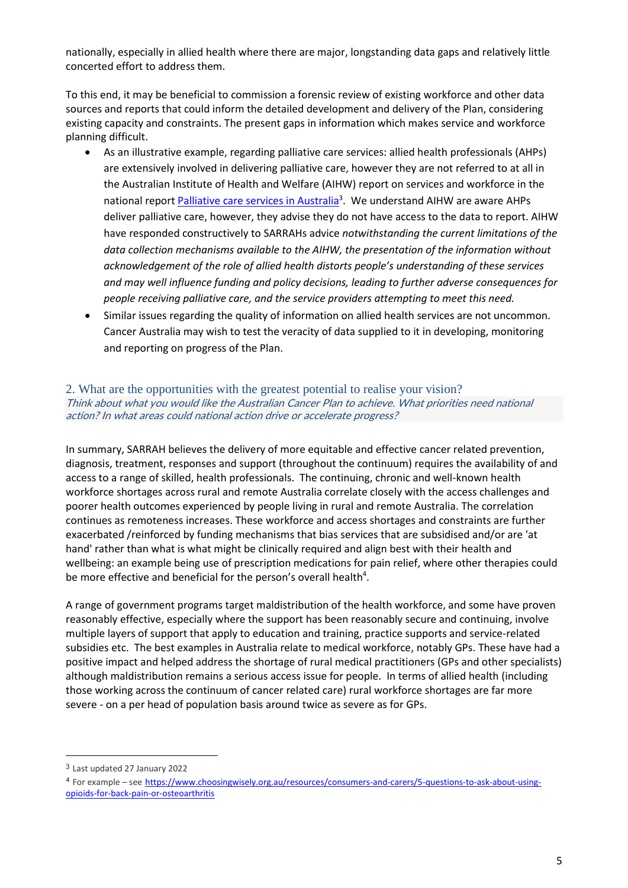nationally, especially in allied health where there are major, longstanding data gaps and relatively little concerted effort to address them.

To this end, it may be beneficial to commission a forensic review of existing workforce and other data sources and reports that could inform the detailed development and delivery of the Plan, considering existing capacity and constraints. The present gaps in information which makes service and workforce planning difficult.

- As an illustrative example, regarding palliative care services: allied health professionals (AHPs) are extensively involved in delivering palliative care, however they are not referred to at all in the Australian Institute of Health and Welfare (AIHW) report on services and workforce in the national report [Palliative care services in Australia][3]. We understand AIHW are aware AHPs deliver palliative care, however, they advise they do not have access to the data to report. AIHW have responded constructively to SARRAHs advice *notwithstanding the current limitations of the data collection mechanisms available to the AIHW, the presentation of the information without acknowledgement of the role of allied health distorts people's understanding of these services and may well influence funding and policy decisions, leading to further adverse consequences for people receiving palliative care, and the service providers attempting to meet this need.*
- Similar issues regarding the quality of information on allied health services are not uncommon. Cancer Australia may wish to test the veracity of data supplied to it in developing, monitoring and reporting on progress of the Plan.

## 2. What are the opportunities with the greatest potential to realise your vision?

*Think about what you would like the Australian Cancer Plan to achieve. What priorities need national action? In what areas could national action drive or accelerate progress?*

In summary, SARRAH believes the delivery of more equitable and effective cancer related prevention, diagnosis, treatment, responses and support (throughout the continuum) requires the availability of and access to a range of skilled, health professionals. The continuing, chronic and well-known health workforce shortages across rural and remote Australia correlate closely with the access challenges and poorer health outcomes experienced by people living in rural and remote Australia. The correlation continues as remoteness increases. These workforce and access shortages and constraints are further exacerbated /reinforced by funding mechanisms that bias services that are subsidised and/or are 'at hand' rather than what is what might be clinically required and align best with their health and wellbeing: an example being use of prescription medications for pain relief, where other therapies could be more effective and beneficial for the person's overall health[4].

A range of government programs target maldistribution of the health workforce, and some have proven reasonably effective, especially where the support has been reasonably secure and continuing, involve multiple layers of support that apply to education and training, practice supports and service-related subsidies etc. The best examples in Australia relate to medical workforce, notably GPs. These have had a positive impact and helped address the shortage of rural medical practitioners (GPs and other specialists) although maldistribution remains a serious access issue for people. In terms of allied health (including those working across the continuum of cancer related care) rural workforce shortages are far more severe - on a per head of population basis around twice as severe as for GPs.

---

[3] Last updated 27 January 2022

[4] For example – see https://www.choosingwisely.org.au/resources/consumers-and-carers/5-questions-to-ask-about-using-opioids-for-back-pain-or-osteoarthritis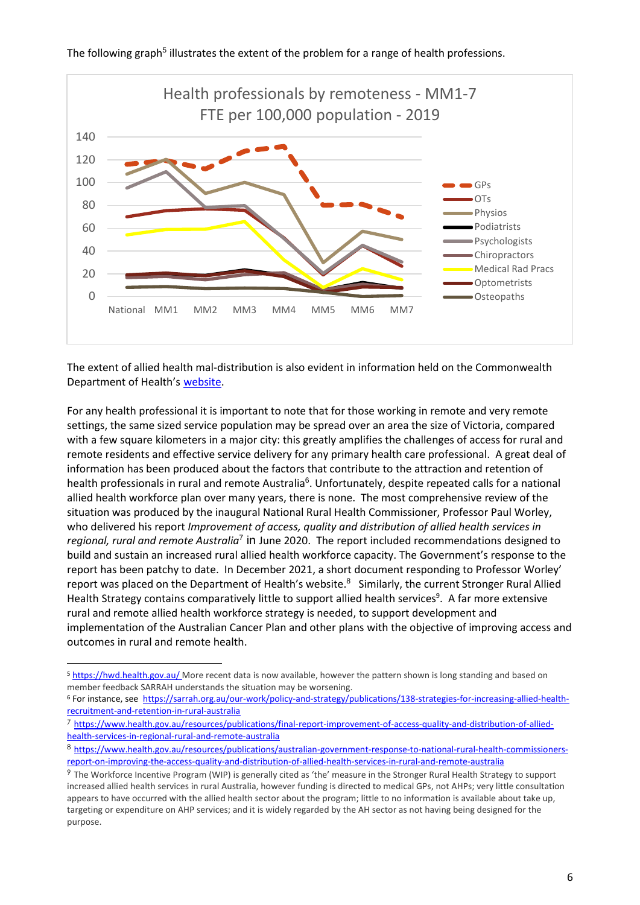The following graph[5] illustrates the extent of the problem for a range of health professions.

The extent of allied health mal-distribution is also evident in information held on the Commonwealth Department of Health's [website](#).

For any health professional it is important to note that for those working in remote and very remote settings, the same sized service population may be spread over an area the size of Victoria, compared with a few square kilometers in a major city: this greatly amplifies the challenges of access for rural and remote residents and effective service delivery for any primary health care professional. A great deal of information has been produced about the factors that contribute to the attraction and retention of health professionals in rural and remote Australia[6]. Unfortunately, despite repeated calls for a national allied health workforce plan over many years, there is none. The most comprehensive review of the situation was produced by the inaugural National Rural Health Commissioner, Professor Paul Worley, who delivered his report *Improvement of access, quality and distribution of allied health services in regional, rural and remote Australia*[7] in June 2020. The report included recommendations designed to build and sustain an increased rural allied health workforce capacity. The Government's response to the report has been patchy to date. In December 2021, a short document responding to Professor Worley' report was placed on the Department of Health's website.[8] Similarly, the current Stronger Rural Allied Health Strategy contains comparatively little to support allied health services[9]. A far more extensive rural and remote allied health workforce strategy is needed, to support development and implementation of the Australian Cancer Plan and other plans with the objective of improving access and outcomes in rural and remote health.

---

[5] https://hwd.health.gov.au/ More recent data is now available, however the pattern shown is long standing and based on member feedback SARRAH understands the situation may be worsening.

[6] For instance, see https://sarrah.org.au/our-work/policy-and-strategy/publications/138-strategies-for-increasing-allied-health-recruitment-and-retention-in-rural-australia

[7] https://www.health.gov.au/resources/publications/final-report-improvement-of-access-quality-and-distribution-of-allied-health-services-in-regional-rural-and-remote-australia

[8] https://www.health.gov.au/resources/publications/australian-government-response-to-national-rural-health-commissioners-report-on-improving-the-access-quality-and-distribution-of-allied-health-services-in-rural-and-remote-australia

[9] The Workforce Incentive Program (WIP) is generally cited as 'the' measure in the Stronger Rural Health Strategy to support increased allied health services in rural Australia, however funding is directed to medical GPs, not AHPs; very little consultation appears to have occurred with the allied health sector about the program; little to no information is available about take up, targeting or expenditure on AHP services; and it is widely regarded by the AH sector as not having being designed for the purpose.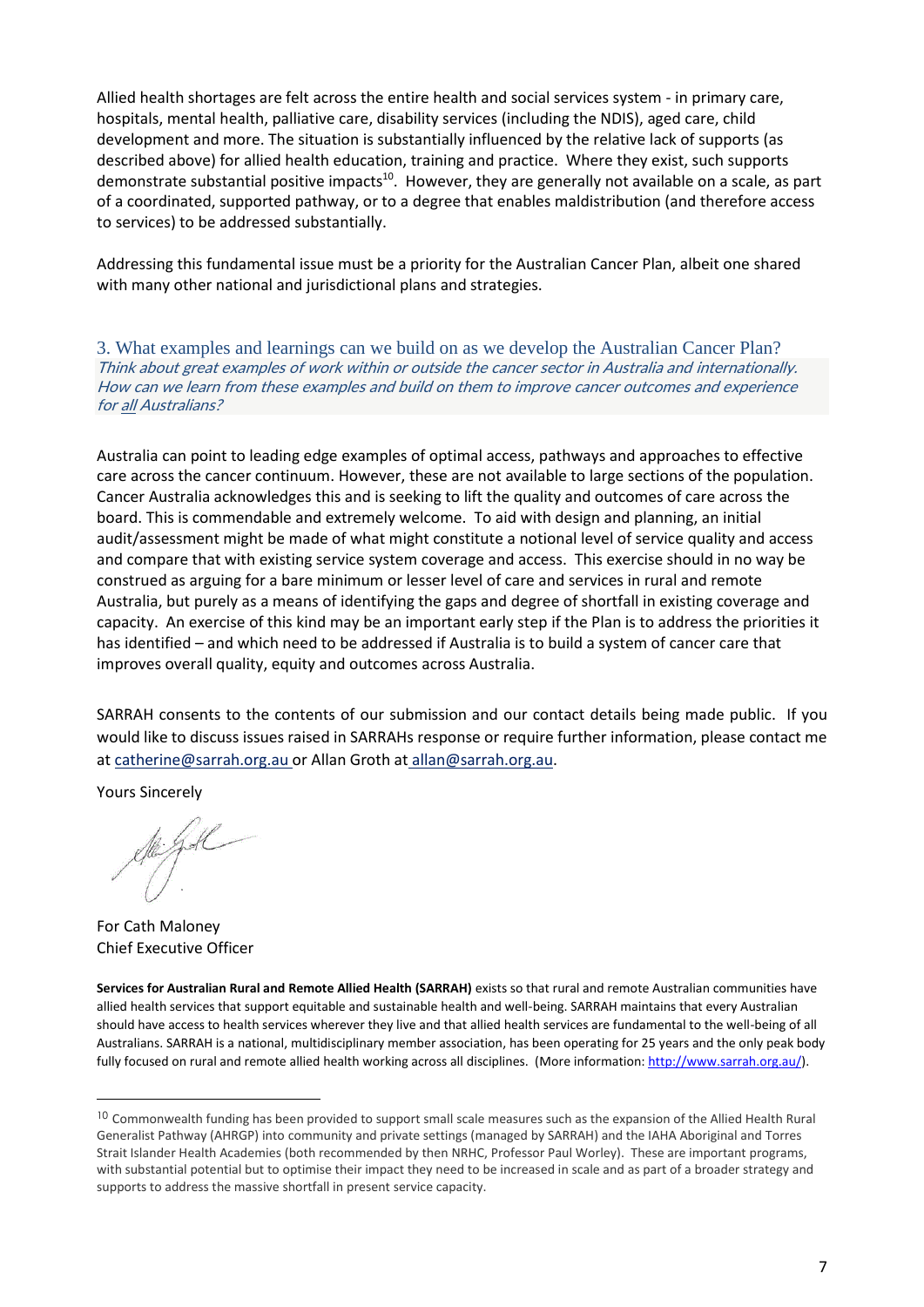Allied health shortages are felt across the entire health and social services system - in primary care, hospitals, mental health, palliative care, disability services (including the NDIS), aged care, child development and more. The situation is substantially influenced by the relative lack of supports (as described above) for allied health education, training and practice. Where they exist, such supports demonstrate substantial positive impacts[10]. However, they are generally not available on a scale, as part of a coordinated, supported pathway, or to a degree that enables maldistribution (and therefore access to services) to be addressed substantially.

Addressing this fundamental issue must be a priority for the Australian Cancer Plan, albeit one shared with many other national and jurisdictional plans and strategies.

## 3. What examples and learnings can we build on as we develop the Australian Cancer Plan?

*Think about great examples of work within or outside the cancer sector in Australia and internationally. How can we learn from these examples and build on them to improve cancer outcomes and experience for all Australians?*

Australia can point to leading edge examples of optimal access, pathways and approaches to effective care across the cancer continuum. However, these are not available to large sections of the population. Cancer Australia acknowledges this and is seeking to lift the quality and outcomes of care across the board. This is commendable and extremely welcome. To aid with design and planning, an initial audit/assessment might be made of what might constitute a notional level of service quality and access and compare that with existing service system coverage and access. This exercise should in no way be construed as arguing for a bare minimum or lesser level of care and services in rural and remote Australia, but purely as a means of identifying the gaps and degree of shortfall in existing coverage and capacity. An exercise of this kind may be an important early step if the Plan is to address the priorities it has identified – and which need to be addressed if Australia is to build a system of cancer care that improves overall quality, equity and outcomes across Australia.

SARRAH consents to the contents of our submission and our contact details being made public. If you would like to discuss issues raised in SARRAHs response or require further information, please contact me at catherine@sarrah.org.au or Allan Groth at allan@sarrah.org.au.

Yours Sincerely

For Cath Maloney
Chief Executive Officer

**Services for Australian Rural and Remote Allied Health (SARRAH)** exists so that rural and remote Australian communities have allied health services that support equitable and sustainable health and well-being. SARRAH maintains that every Australian should have access to health services wherever they live and that allied health services are fundamental to the well-being of all Australians. SARRAH is a national, multidisciplinary member association, has been operating for 25 years and the only peak body fully focused on rural and remote allied health working across all disciplines. (More information: http://www.sarrah.org.au/).

---

[10] Commonwealth funding has been provided to support small scale measures such as the expansion of the Allied Health Rural Generalist Pathway (AHRGP) into community and private settings (managed by SARRAH) and the IAHA Aboriginal and Torres Strait Islander Health Academies (both recommended by then NRHC, Professor Paul Worley). These are important programs, with substantial potential but to optimise their impact they need to be increased in scale and as part of a broader strategy and supports to address the massive shortfall in present service capacity.